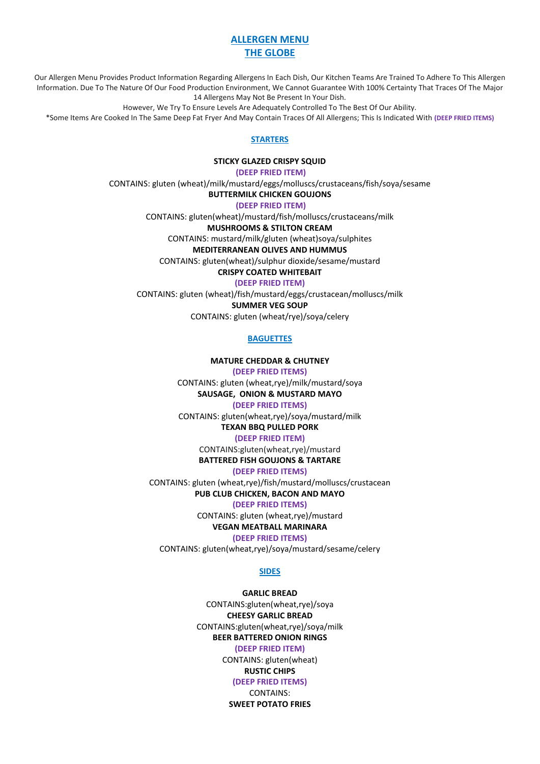# ALLERGEN MENU
# THE GLOBE

Our Allergen Menu Provides Product Information Regarding Allergens In Each Dish, Our Kitchen Teams Are Trained To Adhere To This Allergen Information. Due To The Nature Of Our Food Production Environment, We Cannot Guarantee With 100% Certainty That Traces Of The Major 14 Allergens May Not Be Present In Your Dish.

However, We Try To Ensure Levels Are Adequately Controlled To The Best Of Our Ability.

*Some Items Are Cooked In The Same Deep Fat Fryer And May Contain Traces Of All Allergens; This Is Indicated With **(DEEP FRIED ITEMS)**

## STARTERS

**STICKY GLAZED CRISPY SQUID**

**(DEEP FRIED ITEM)**

CONTAINS: gluten (wheat)/milk/mustard/eggs/molluscs/crustaceans/fish/soya/sesame

**BUTTERMILK CHICKEN GOUJONS**

**(DEEP FRIED ITEM)**

CONTAINS: gluten(wheat)/mustard/fish/molluscs/crustaceans/milk

**MUSHROOMS & STILTON CREAM**

CONTAINS: mustard/milk/gluten (wheat)soya/sulphites

**MEDITERRANEAN OLIVES AND HUMMUS**

CONTAINS: gluten(wheat)/sulphur dioxide/sesame/mustard

**CRISPY COATED WHITEBAIT**

**(DEEP FRIED ITEM)**

CONTAINS: gluten (wheat)/fish/mustard/eggs/crustacean/molluscs/milk

**SUMMER VEG SOUP**

CONTAINS: gluten (wheat/rye)/soya/celery

## BAGUETTES

**MATURE CHEDDAR & CHUTNEY**

**(DEEP FRIED ITEMS)**

CONTAINS: gluten (wheat,rye)/milk/mustard/soya

**SAUSAGE, ONION & MUSTARD MAYO**

**(DEEP FRIED ITEMS)**

CONTAINS: gluten(wheat,rye)/soya/mustard/milk

**TEXAN BBQ PULLED PORK**

**(DEEP FRIED ITEM)**

CONTAINS:gluten(wheat,rye)/mustard

**BATTERED FISH GOUJONS & TARTARE**

**(DEEP FRIED ITEMS)**

CONTAINS: gluten (wheat,rye)/fish/mustard/molluscs/crustacean

**PUB CLUB CHICKEN, BACON AND MAYO**

**(DEEP FRIED ITEMS)**

CONTAINS: gluten (wheat,rye)/mustard

**VEGAN MEATBALL MARINARA**

**(DEEP FRIED ITEMS)**

CONTAINS: gluten(wheat,rye)/soya/mustard/sesame/celery

## SIDES

**GARLIC BREAD**

CONTAINS:gluten(wheat,rye)/soya

**CHEESY GARLIC BREAD**

CONTAINS:gluten(wheat,rye)/soya/milk

**BEER BATTERED ONION RINGS**

**(DEEP FRIED ITEM)**

CONTAINS: gluten(wheat)

**RUSTIC CHIPS**

**(DEEP FRIED ITEMS)**

CONTAINS:

**SWEET POTATO FRIES**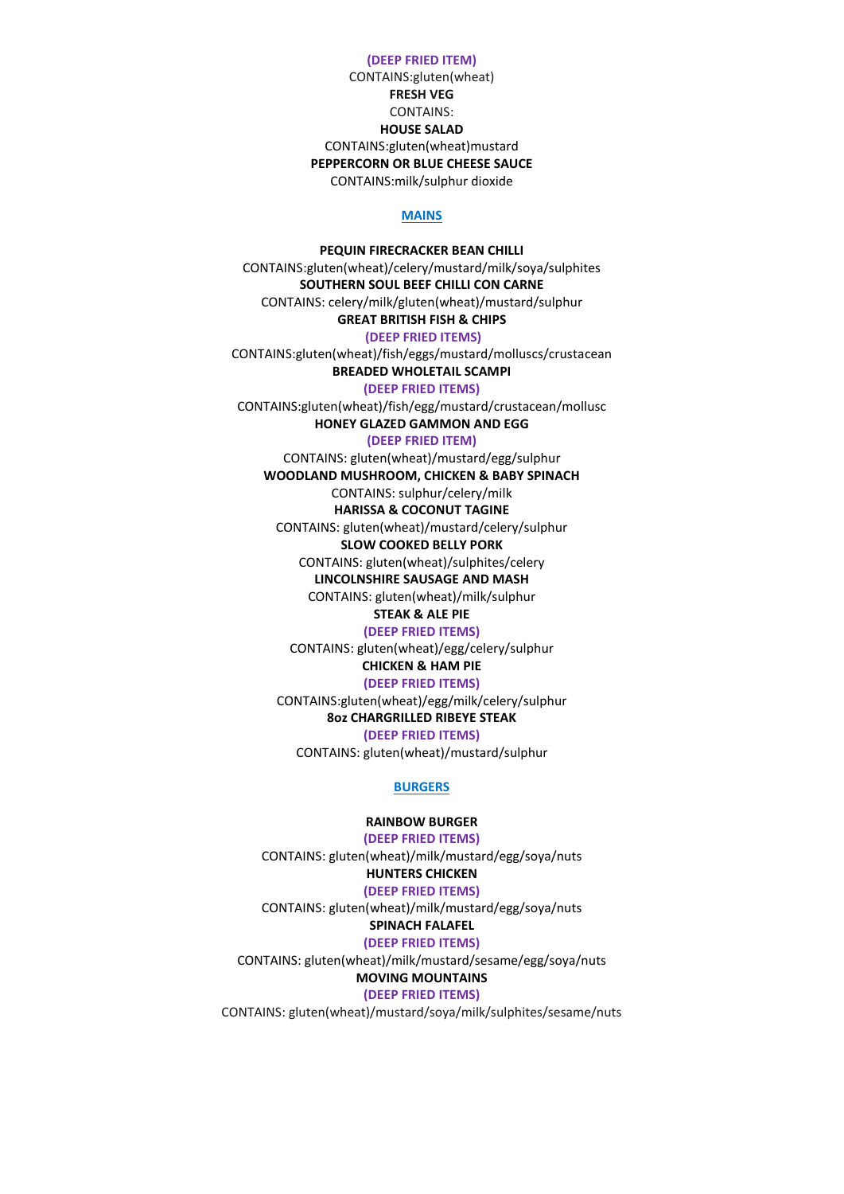**(DEEP FRIED ITEM)**

CONTAINS:gluten(wheat)

**FRESH VEG**

CONTAINS:

**HOUSE SALAD**

CONTAINS:gluten(wheat)mustard

**PEPPERCORN OR BLUE CHEESE SAUCE**

CONTAINS:milk/sulphur dioxide

## MAINS

**PEQUIN FIRECRACKER BEAN CHILLI**

CONTAINS:gluten(wheat)/celery/mustard/milk/soya/sulphites

**SOUTHERN SOUL BEEF CHILLI CON CARNE**

CONTAINS: celery/milk/gluten(wheat)/mustard/sulphur

**GREAT BRITISH FISH & CHIPS**

**(DEEP FRIED ITEMS)**

CONTAINS:gluten(wheat)/fish/eggs/mustard/molluscs/crustacean

**BREADED WHOLETAIL SCAMPI**

**(DEEP FRIED ITEMS)**

CONTAINS:gluten(wheat)/fish/egg/mustard/crustacean/mollusc

**HONEY GLAZED GAMMON AND EGG**

**(DEEP FRIED ITEM)**

CONTAINS: gluten(wheat)/mustard/egg/sulphur

**WOODLAND MUSHROOM, CHICKEN & BABY SPINACH**

CONTAINS: sulphur/celery/milk

**HARISSA & COCONUT TAGINE**

CONTAINS: gluten(wheat)/mustard/celery/sulphur

**SLOW COOKED BELLY PORK**

CONTAINS: gluten(wheat)/sulphites/celery

**LINCOLNSHIRE SAUSAGE AND MASH**

CONTAINS: gluten(wheat)/milk/sulphur

**STEAK & ALE PIE**

**(DEEP FRIED ITEMS)**

CONTAINS: gluten(wheat)/egg/celery/sulphur

**CHICKEN & HAM PIE**

**(DEEP FRIED ITEMS)**

CONTAINS:gluten(wheat)/egg/milk/celery/sulphur

**8oz CHARGRILLED RIBEYE STEAK**

**(DEEP FRIED ITEMS)**

CONTAINS: gluten(wheat)/mustard/sulphur

## BURGERS

**RAINBOW BURGER**

**(DEEP FRIED ITEMS)**

CONTAINS: gluten(wheat)/milk/mustard/egg/soya/nuts

**HUNTERS CHICKEN**

**(DEEP FRIED ITEMS)**

CONTAINS: gluten(wheat)/milk/mustard/egg/soya/nuts

**SPINACH FALAFEL**

**(DEEP FRIED ITEMS)**

CONTAINS: gluten(wheat)/milk/mustard/sesame/egg/soya/nuts

**MOVING MOUNTAINS**

**(DEEP FRIED ITEMS)**

CONTAINS: gluten(wheat)/mustard/soya/milk/sulphites/sesame/nuts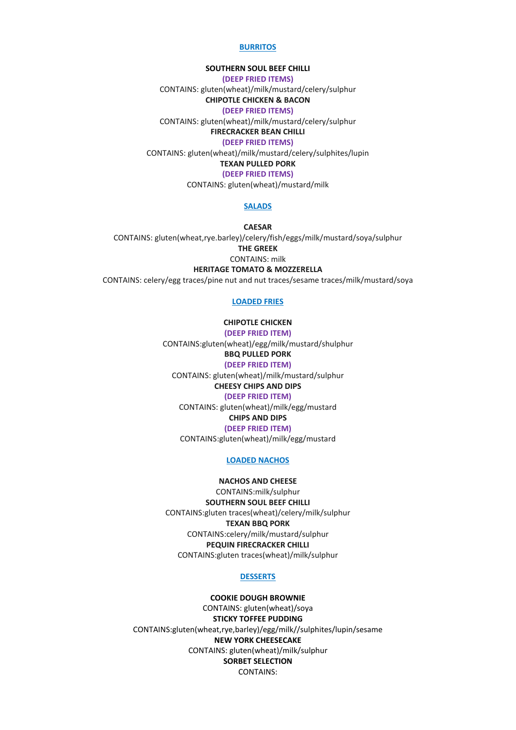## BURRITOS

**SOUTHERN SOUL BEEF CHILLI**

**(DEEP FRIED ITEMS)**

CONTAINS: gluten(wheat)/milk/mustard/celery/sulphur

**CHIPOTLE CHICKEN & BACON**

**(DEEP FRIED ITEMS)**

CONTAINS: gluten(wheat)/milk/mustard/celery/sulphur

**FIRECRACKER BEAN CHILLI**

**(DEEP FRIED ITEMS)**

CONTAINS: gluten(wheat)/milk/mustard/celery/sulphites/lupin

**TEXAN PULLED PORK**

**(DEEP FRIED ITEMS)**

CONTAINS: gluten(wheat)/mustard/milk

## SALADS

**CAESAR**

CONTAINS: gluten(wheat,rye.barley)/celery/fish/eggs/milk/mustard/soya/sulphur

**THE GREEK**

CONTAINS: milk

**HERITAGE TOMATO & MOZZERELLA**

CONTAINS: celery/egg traces/pine nut and nut traces/sesame traces/milk/mustard/soya

## LOADED FRIES

**CHIPOTLE CHICKEN**

**(DEEP FRIED ITEM)**

CONTAINS:gluten(wheat)/egg/milk/mustard/shulphur

**BBQ PULLED PORK**

**(DEEP FRIED ITEM)**

CONTAINS: gluten(wheat)/milk/mustard/sulphur

**CHEESY CHIPS AND DIPS**

**(DEEP FRIED ITEM)**

CONTAINS: gluten(wheat)/milk/egg/mustard

**CHIPS AND DIPS**

**(DEEP FRIED ITEM)**

CONTAINS:gluten(wheat)/milk/egg/mustard

## LOADED NACHOS

**NACHOS AND CHEESE**

CONTAINS:milk/sulphur

**SOUTHERN SOUL BEEF CHILLI**

CONTAINS:gluten traces(wheat)/celery/milk/sulphur

**TEXAN BBQ PORK**

CONTAINS:celery/milk/mustard/sulphur

**PEQUIN FIRECRACKER CHILLI**

CONTAINS:gluten traces(wheat)/milk/sulphur

## DESSERTS

**COOKIE DOUGH BROWNIE**

CONTAINS: gluten(wheat)/soya

**STICKY TOFFEE PUDDING**

CONTAINS:gluten(wheat,rye,barley)/egg/milk//sulphites/lupin/sesame

**NEW YORK CHEESECAKE**

CONTAINS: gluten(wheat)/milk/sulphur

**SORBET SELECTION**

CONTAINS: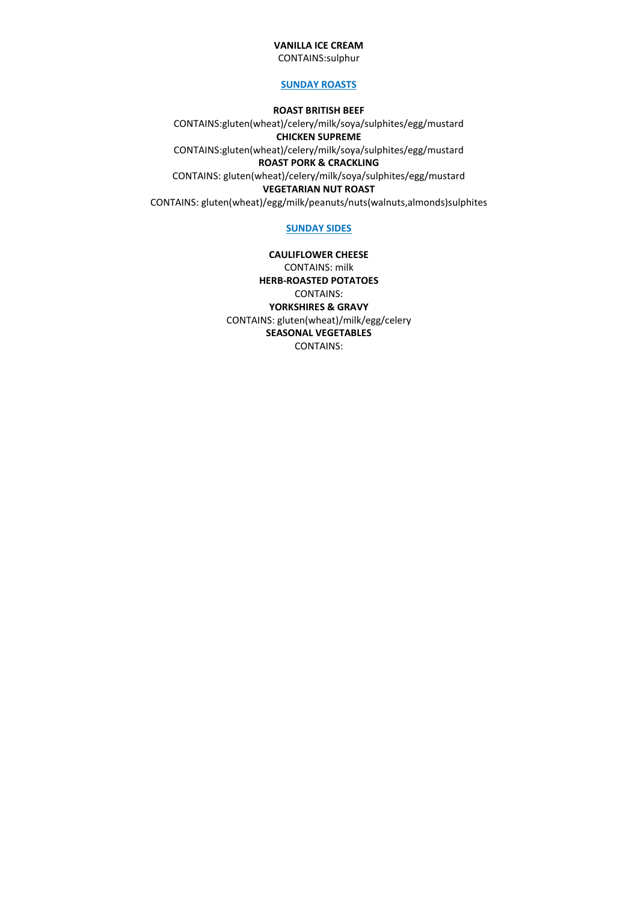**VANILLA ICE CREAM**
CONTAINS:sulphur

## SUNDAY ROASTS

**ROAST BRITISH BEEF**
CONTAINS:gluten(wheat)/celery/milk/soya/sulphites/egg/mustard
**CHICKEN SUPREME**
CONTAINS:gluten(wheat)/celery/milk/soya/sulphites/egg/mustard
**ROAST PORK & CRACKLING**
CONTAINS: gluten(wheat)/celery/milk/soya/sulphites/egg/mustard
**VEGETARIAN NUT ROAST**
CONTAINS: gluten(wheat)/egg/milk/peanuts/nuts(walnuts,almonds)sulphites

## SUNDAY SIDES

**CAULIFLOWER CHEESE**
CONTAINS: milk
**HERB-ROASTED POTATOES**
CONTAINS:
**YORKSHIRES & GRAVY**
CONTAINS: gluten(wheat)/milk/egg/celery
**SEASONAL VEGETABLES**
CONTAINS: